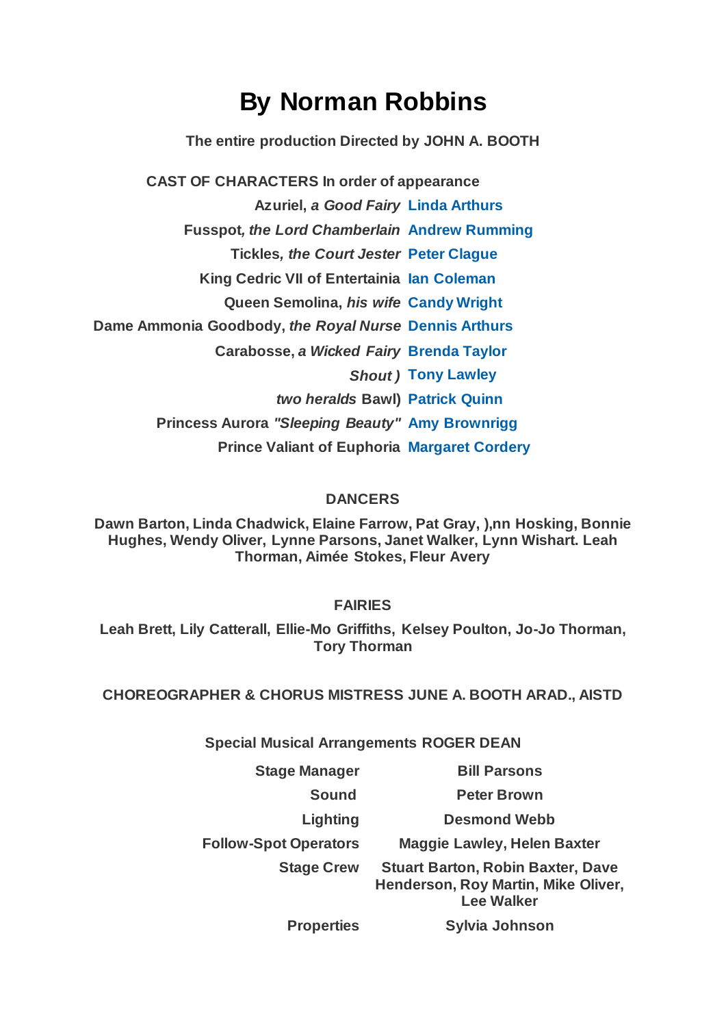# By Norman Robbins

**The entire production Directed by JOHN A. BOOTH**

**CAST OF CHARACTERS In order of appearance**

| Character | Actor |
|---|---|
| **Azuriel, *a Good Fairy*** | **Linda Arthurs** |
| **Fusspot*, the Lord Chamberlain*** | **Andrew Rumming** |
| **Tickles*, the Court Jester*** | **Peter Clague** |
| **King Cedric VII of Entertainia** | **Ian Coleman** |
| **Queen Semolina, *his wife*** | **Candy Wright** |
| **Dame Ammonia Goodbody, *the Royal Nurse*** | **Dennis Arthurs** |
| **Carabosse, *a Wicked Fairy*** | **Brenda Taylor** |
| ***Shout )*** | **Tony Lawley** |
| ***two heralds* Bawl)** | **Patrick Quinn** |
| **Princess Aurora *"Sleeping Beauty"*** | **Amy Brownrigg** |
| **Prince Valiant of Euphoria** | **Margaret Cordery** |

**DANCERS**

**Dawn Barton, Linda Chadwick, Elaine Farrow, Pat Gray, ),nn Hosking, Bonnie Hughes, Wendy Oliver, Lynne Parsons, Janet Walker, Lynn Wishart. Leah Thorman, Aimée Stokes, Fleur Avery**

**FAIRIES**

**Leah Brett, Lily Catterall, Ellie-Mo Griffiths, Kelsey Poulton, Jo-Jo Thorman, Tory Thorman**

**CHOREOGRAPHER & CHORUS MISTRESS JUNE A. BOOTH ARAD., AISTD**

**Special Musical Arrangements ROGER DEAN**

| Role | Name |
|---|---|
| **Stage Manager** | **Bill Parsons** |
| **Sound** | **Peter Brown** |
| **Lighting** | **Desmond Webb** |
| **Follow-Spot Operators** | **Maggie Lawley, Helen Baxter** |
| **Stage Crew** | **Stuart Barton, Robin Baxter, Dave Henderson, Roy Martin, Mike Oliver, Lee Walker** |
| **Properties** | **Sylvia Johnson** |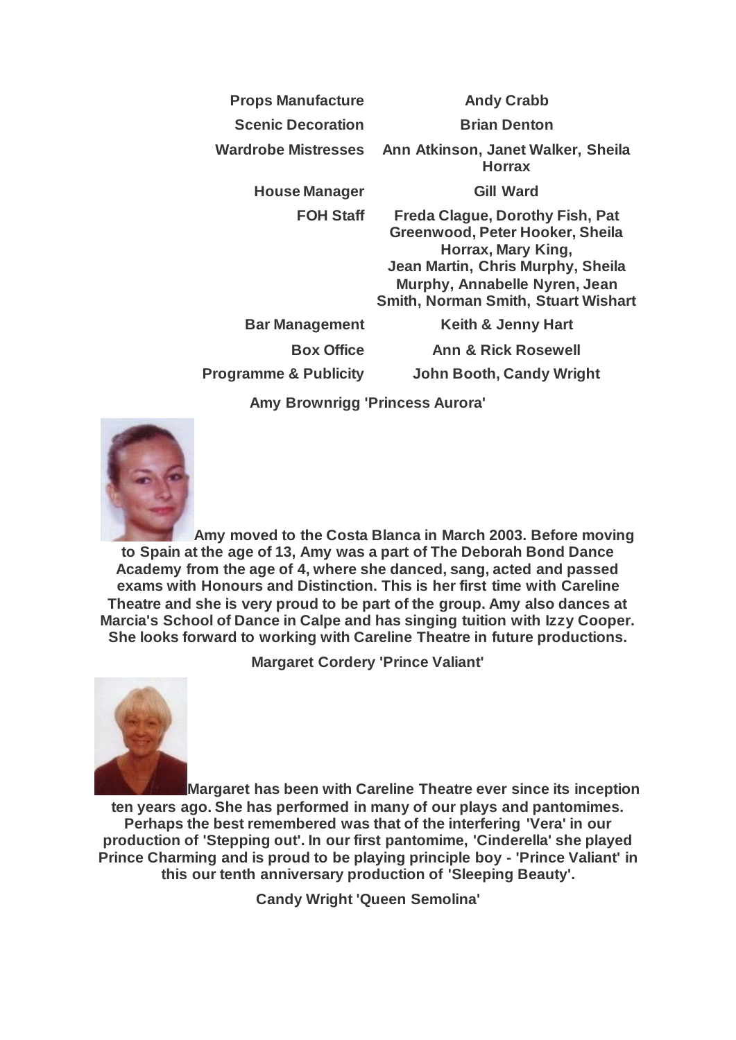| | |
|---|---|
| **Props Manufacture** | **Andy Crabb** |
| **Scenic Decoration** | **Brian Denton** |
| **Wardrobe Mistresses** | **Ann Atkinson, Janet Walker, Sheila Horrax** |
| **House Manager** | **Gill Ward** |
| **FOH Staff** | **Freda Clague, Dorothy Fish, Pat Greenwood, Peter Hooker, Sheila Horrax, Mary King, Jean Martin, Chris Murphy, Sheila Murphy, Annabelle Nyren, Jean Smith, Norman Smith, Stuart Wishart** |
| **Bar Management** | **Keith & Jenny Hart** |
| **Box Office** | **Ann & Rick Rosewell** |
| **Programme & Publicity** | **John Booth, Candy Wright** |

**Amy Brownrigg 'Princess Aurora'**

**Amy moved to the Costa Blanca in March 2003. Before moving to Spain at the age of 13, Amy was a part of The Deborah Bond Dance Academy from the age of 4, where she danced, sang, acted and passed exams with Honours and Distinction. This is her first time with Careline Theatre and she is very proud to be part of the group. Amy also dances at Marcia's School of Dance in Calpe and has singing tuition with Izzy Cooper. She looks forward to working with Careline Theatre in future productions.**

**Margaret Cordery 'Prince Valiant'**

**Margaret has been with Careline Theatre ever since its inception ten years ago. She has performed in many of our plays and pantomimes. Perhaps the best remembered was that of the interfering 'Vera' in our production of 'Stepping out'. In our first pantomime, 'Cinderella' she played Prince Charming and is proud to be playing principle boy - 'Prince Valiant' in this our tenth anniversary production of 'Sleeping Beauty'.**

**Candy Wright 'Queen Semolina'**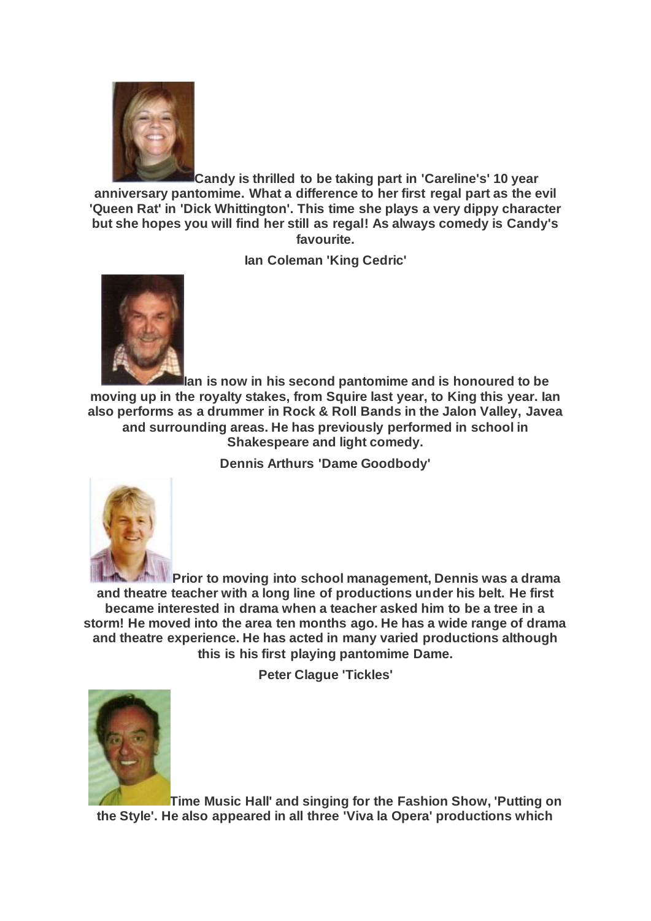**Candy is thrilled to be taking part in 'Careline's' 10 year anniversary pantomime. What a difference to her first regal part as the evil 'Queen Rat' in 'Dick Whittington'. This time she plays a very dippy character but she hopes you will find her still as regal! As always comedy is Candy's favourite.**

**Ian Coleman 'King Cedric'**

**Ian is now in his second pantomime and is honoured to be moving up in the royalty stakes, from Squire last year, to King this year. Ian also performs as a drummer in Rock & Roll Bands in the Jalon Valley, Javea and surrounding areas. He has previously performed in school in Shakespeare and light comedy.**

**Dennis Arthurs 'Dame Goodbody'**

**Prior to moving into school management, Dennis was a drama and theatre teacher with a long line of productions under his belt. He first became interested in drama when a teacher asked him to be a tree in a storm! He moved into the area ten months ago. He has a wide range of drama and theatre experience. He has acted in many varied productions although this is his first playing pantomime Dame.**

**Peter Clague 'Tickles'**

**Time Music Hall' and singing for the Fashion Show, 'Putting on the Style'. He also appeared in all three 'Viva la Opera' productions which**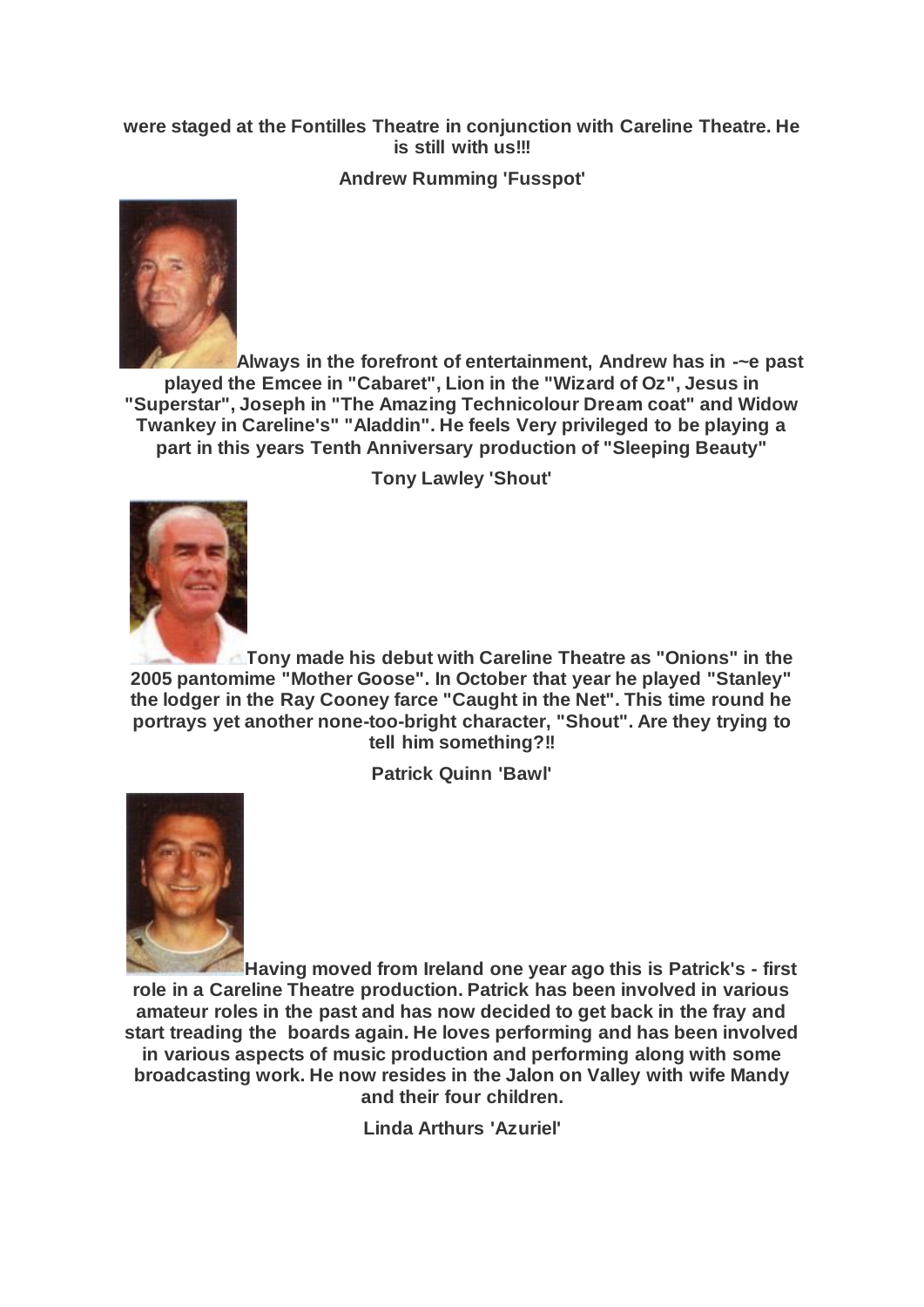**were staged at the Fontilles Theatre in conjunction with Careline Theatre. He is still with us!!!**

**Andrew Rumming 'Fusspot'**

**Always in the forefront of entertainment, Andrew has in -~e past played the Emcee in "Cabaret", Lion in the "Wizard of Oz", Jesus in "Superstar", Joseph in "The Amazing Technicolour Dream coat" and Widow Twankey in Careline's" "Aladdin". He feels Very privileged to be playing a part in this years Tenth Anniversary production of "Sleeping Beauty"**

**Tony Lawley 'Shout'**

**Tony made his debut with Careline Theatre as "Onions" in the 2005 pantomime "Mother Goose". In October that year he played "Stanley" the lodger in the Ray Cooney farce "Caught in the Net". This time round he portrays yet another none-too-bright character, "Shout". Are they trying to tell him something?!!**

**Patrick Quinn 'Bawl'**

**Having moved from Ireland one year ago this is Patrick's - first role in a Careline Theatre production. Patrick has been involved in various amateur roles in the past and has now decided to get back in the fray and start treading the boards again. He loves performing and has been involved in various aspects of music production and performing along with some broadcasting work. He now resides in the Jalon on Valley with wife Mandy and their four children.**

**Linda Arthurs 'Azuriel'**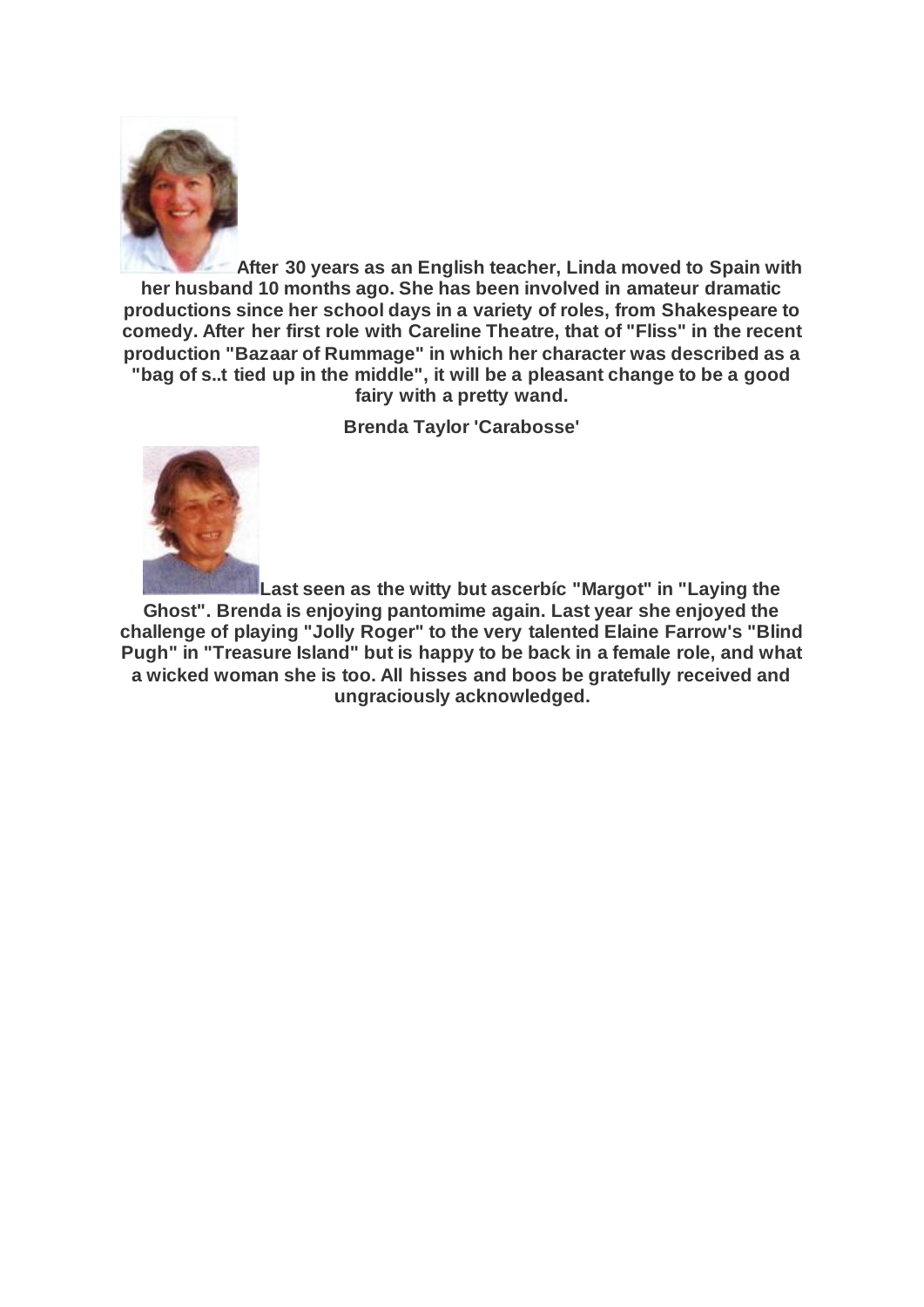**After 30 years as an English teacher, Linda moved to Spain with her husband 10 months ago. She has been involved in amateur dramatic productions since her school days in a variety of roles, from Shakespeare to comedy. After her first role with Careline Theatre, that of "Fliss" in the recent production "Bazaar of Rummage" in which her character was described as a "bag of s..t tied up in the middle", it will be a pleasant change to be a good fairy with a pretty wand.**

**Brenda Taylor 'Carabosse'**

**Last seen as the witty but ascerbíc "Margot" in "Laying the Ghost". Brenda is enjoying pantomime again. Last year she enjoyed the challenge of playing "Jolly Roger" to the very talented Elaine Farrow's "Blind Pugh" in "Treasure Island" but is happy to be back in a female role, and what a wicked woman she is too. All hisses and boos be gratefully received and ungraciously acknowledged.**